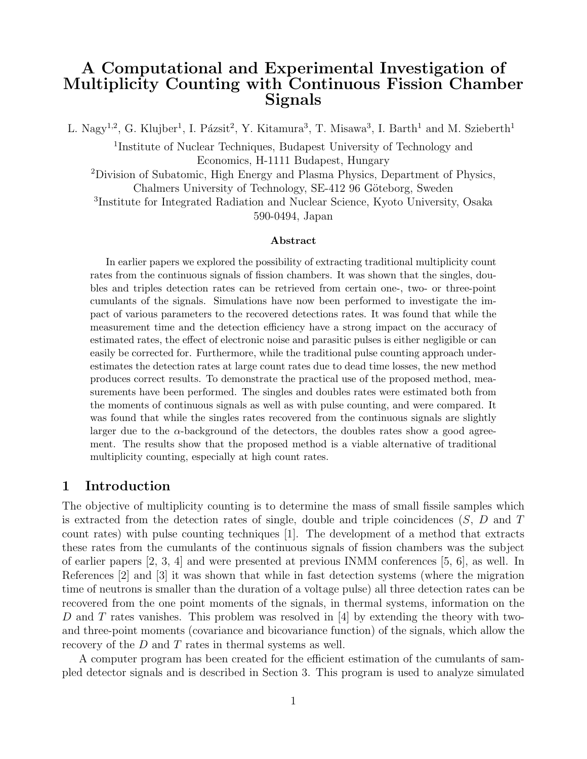# A Computational and Experimental Investigation of Multiplicity Counting with Continuous Fission Chamber Signals

L. Nagy[1,2], G. Klujber[1], I. Pázsit[2], Y. Kitamura[3], T. Misawa[3], I. Barth[1] and M. Szieberth[1]

[1]Institute of Nuclear Techniques, Budapest University of Technology and Economics, H-1111 Budapest, Hungary

[2]Division of Subatomic, High Energy and Plasma Physics, Department of Physics, Chalmers University of Technology, SE-412 96 Göteborg, Sweden

[3]Institute for Integrated Radiation and Nuclear Science, Kyoto University, Osaka 590-0494, Japan

### Abstract

In earlier papers we explored the possibility of extracting traditional multiplicity count rates from the continuous signals of fission chambers. It was shown that the singles, doubles and triples detection rates can be retrieved from certain one-, two- or three-point cumulants of the signals. Simulations have now been performed to investigate the impact of various parameters to the recovered detections rates. It was found that while the measurement time and the detection efficiency have a strong impact on the accuracy of estimated rates, the effect of electronic noise and parasitic pulses is either negligible or can easily be corrected for. Furthermore, while the traditional pulse counting approach underestimates the detection rates at large count rates due to dead time losses, the new method produces correct results. To demonstrate the practical use of the proposed method, measurements have been performed. The singles and doubles rates were estimated both from the moments of continuous signals as well as with pulse counting, and were compared. It was found that while the singles rates recovered from the continuous signals are slightly larger due to the $\alpha$-background of the detectors, the doubles rates show a good agreement. The results show that the proposed method is a viable alternative of traditional multiplicity counting, especially at high count rates.

## 1 Introduction

The objective of multiplicity counting is to determine the mass of small fissile samples which is extracted from the detection rates of single, double and triple coincidences ($S$, $D$ and $T$ count rates) with pulse counting techniques [1]. The development of a method that extracts these rates from the cumulants of the continuous signals of fission chambers was the subject of earlier papers [2, 3, 4] and were presented at previous INMM conferences [5, 6], as well. In References [2] and [3] it was shown that while in fast detection systems (where the migration time of neutrons is smaller than the duration of a voltage pulse) all three detection rates can be recovered from the one point moments of the signals, in thermal systems, information on the $D$ and $T$ rates vanishes. This problem was resolved in [4] by extending the theory with two- and three-point moments (covariance and bicovariance function) of the signals, which allow the recovery of the $D$ and $T$ rates in thermal systems as well.

A computer program has been created for the efficient estimation of the cumulants of sampled detector signals and is described in Section 3. This program is used to analyze simulated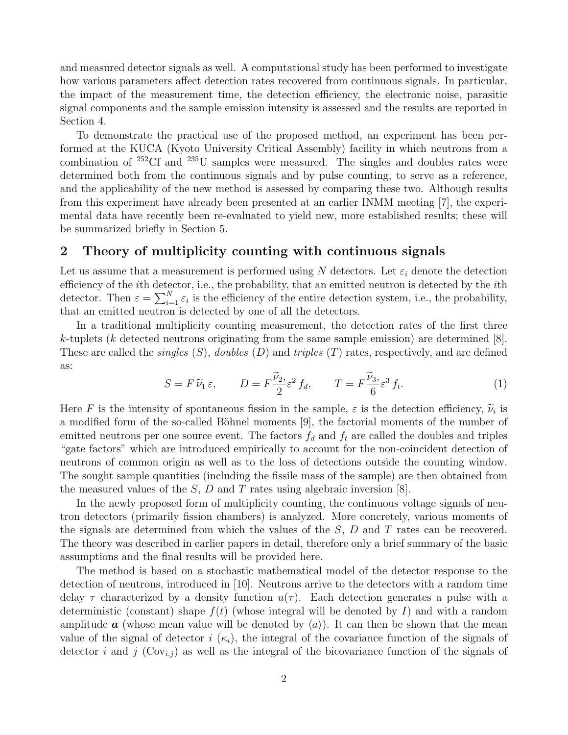and measured detector signals as well. A computational study has been performed to investigate how various parameters affect detection rates recovered from continuous signals. In particular, the impact of the measurement time, the detection efficiency, the electronic noise, parasitic signal components and the sample emission intensity is assessed and the results are reported in Section 4.

To demonstrate the practical use of the proposed method, an experiment has been performed at the KUCA (Kyoto University Critical Assembly) facility in which neutrons from a combination of $^{252}$Cf and $^{235}$U samples were measured. The singles and doubles rates were determined both from the continuous signals and by pulse counting, to serve as a reference, and the applicability of the new method is assessed by comparing these two. Although results from this experiment have already been presented at an earlier INMM meeting [7], the experimental data have recently been re-evaluated to yield new, more established results; these will be summarized briefly in Section 5.

## 2 Theory of multiplicity counting with continuous signals

Let us assume that a measurement is performed using $N$ detectors. Let $\varepsilon_i$ denote the detection efficiency of the $i$th detector, i.e., the probability, that an emitted neutron is detected by the $i$th detector. Then $\varepsilon = \sum_{i=1}^{N} \varepsilon_i$ is the efficiency of the entire detection system, i.e., the probability, that an emitted neutron is detected by one of all the detectors.

In a traditional multiplicity counting measurement, the detection rates of the first three $k$-tuplets ($k$ detected neutrons originating from the same sample emission) are determined [8]. These are called the *singles* ($S$), *doubles* ($D$) and *triples* ($T$) rates, respectively, and are defined as:

$$S = F\,\widetilde{\nu}_1\,\varepsilon, \qquad D = F\frac{\widetilde{\nu}_{2,}}{2}\varepsilon^2\,f_d, \qquad T = F\frac{\widetilde{\nu}_{3,}}{6}\varepsilon^3\,f_t. \tag{1}$$

Here $F$ is the intensity of spontaneous fission in the sample, $\varepsilon$ is the detection efficiency, $\widetilde{\nu}_i$ is a modified form of the so-called Böhnel moments [9], the factorial moments of the number of emitted neutrons per one source event. The factors $f_d$ and $f_t$ are called the doubles and triples "gate factors" which are introduced empirically to account for the non-coincident detection of neutrons of common origin as well as to the loss of detections outside the counting window. The sought sample quantities (including the fissile mass of the sample) are then obtained from the measured values of the $S$, $D$ and $T$ rates using algebraic inversion [8].

In the newly proposed form of multiplicity counting, the continuous voltage signals of neutron detectors (primarily fission chambers) is analyzed. More concretely, various moments of the signals are determined from which the values of the $S$, $D$ and $T$ rates can be recovered. The theory was described in earlier papers in detail, therefore only a brief summary of the basic assumptions and the final results will be provided here.

The method is based on a stochastic mathematical model of the detector response to the detection of neutrons, introduced in [10]. Neutrons arrive to the detectors with a random time delay $\tau$ characterized by a density function $u(\tau)$. Each detection generates a pulse with a deterministic (constant) shape $f(t)$ (whose integral will be denoted by $I$) and with a random amplitude $\boldsymbol{a}$ (whose mean value will be denoted by $\langle a \rangle$). It can then be shown that the mean value of the signal of detector $i$ ($\kappa_i$), the integral of the covariance function of the signals of detector $i$ and $j$ ($\mathrm{Cov}_{i,j}$) as well as the integral of the bicovariance function of the signals of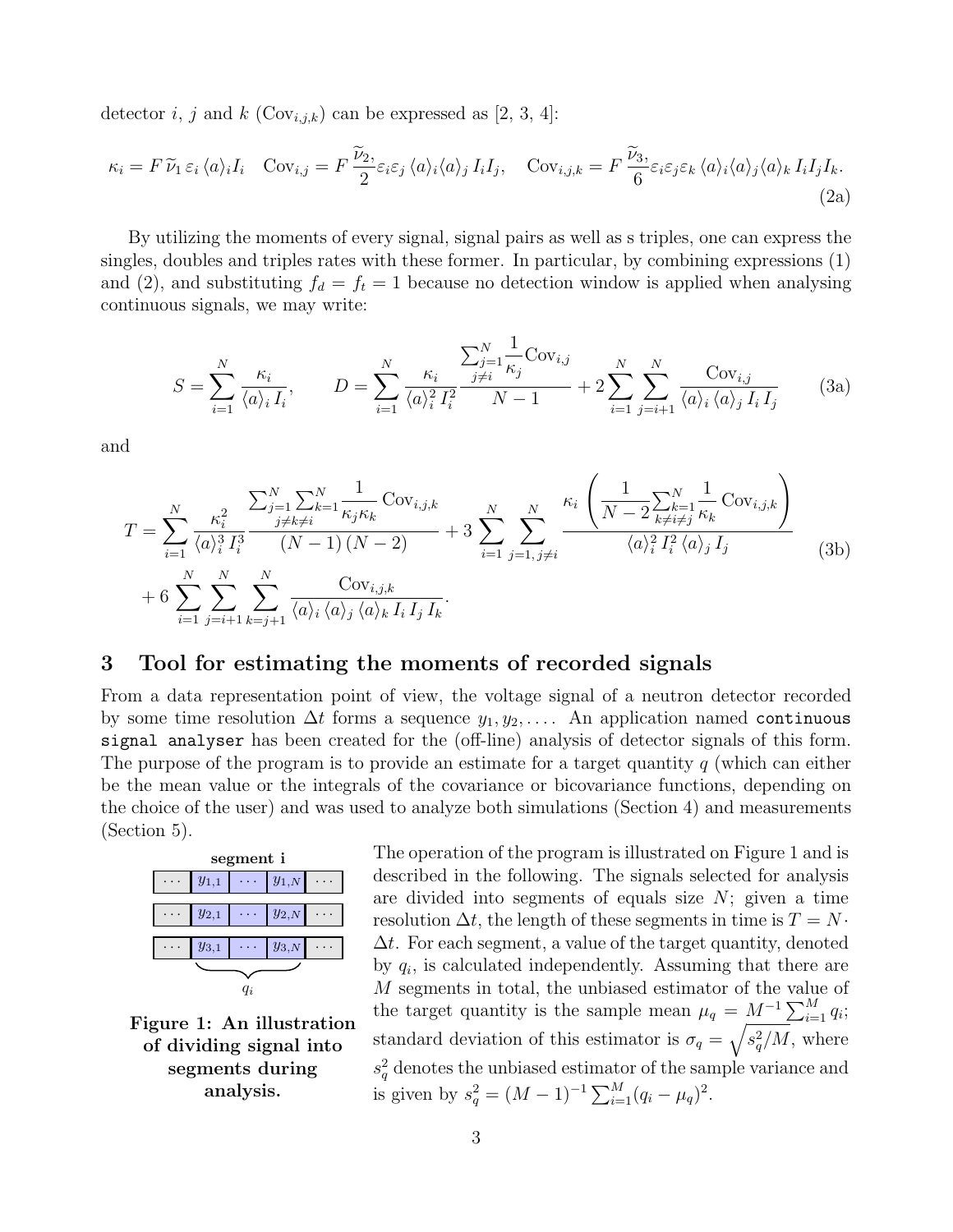detector $i$, $j$ and $k$ ($\mathrm{Cov}_{i,j,k}$) can be expressed as [2, 3, 4]:

$$\kappa_i = F\,\widetilde{\nu}_1\,\varepsilon_i\,\langle a\rangle_i I_i \quad \mathrm{Cov}_{i,j} = F\,\frac{\widetilde{\nu}_2,}{2}\varepsilon_i\varepsilon_j\,\langle a\rangle_i\langle a\rangle_j\,I_i I_j, \quad \mathrm{Cov}_{i,j,k} = F\,\frac{\widetilde{\nu}_3,}{6}\varepsilon_i\varepsilon_j\varepsilon_k\,\langle a\rangle_i\langle a\rangle_j\langle a\rangle_k\,I_i I_j I_k. \tag{2a}$$

By utilizing the moments of every signal, signal pairs as well as s triples, one can express the singles, doubles and triples rates with these former. In particular, by combining expressions (1) and (2), and substituting $f_d = f_t = 1$ because no detection window is applied when analysing continuous signals, we may write:

$$S = \sum_{i=1}^{N} \frac{\kappa_i}{\langle a\rangle_i\, I_i}, \qquad D = \sum_{i=1}^{N} \frac{\kappa_i}{\langle a\rangle_i^2\, I_i^2} \frac{\sum_{\substack{j=1\\ j\neq i}}^{N} \dfrac{1}{\kappa_j}\mathrm{Cov}_{i,j}}{N-1} + 2\sum_{i=1}^{N}\sum_{j=i+1}^{N} \frac{\mathrm{Cov}_{i,j}}{\langle a\rangle_i\,\langle a\rangle_j\, I_i\, I_j} \tag{3a}$$

and

$$\begin{aligned} T = {} & \sum_{i=1}^{N} \frac{\kappa_i^2}{\langle a\rangle_i^3\, I_i^3} \frac{\sum_{\substack{j=1\\ j\neq k\neq i}}^{N} \sum_{k=1}^{N} \dfrac{1}{\kappa_j \kappa_k}\,\mathrm{Cov}_{i,j,k}}{(N-1)\,(N-2)} + 3\sum_{i=1}^{N}\sum_{j=1,\, j\neq i}^{N} \frac{\kappa_i \left( \dfrac{1}{N-2} \sum_{\substack{k=1\\ k\neq i\neq j}}^{N} \dfrac{1}{\kappa_k}\,\mathrm{Cov}_{i,j,k} \right)}{\langle a\rangle_i^2\, I_i^2\, \langle a\rangle_j\, I_j} \\ & + 6\sum_{i=1}^{N}\sum_{j=i+1}^{N}\sum_{k=j+1}^{N} \frac{\mathrm{Cov}_{i,j,k}}{\langle a\rangle_i\,\langle a\rangle_j\,\langle a\rangle_k\, I_i\, I_j\, I_k}. \end{aligned} \tag{3b}$$

## 3 Tool for estimating the moments of recorded signals

From a data representation point of view, the voltage signal of a neutron detector recorded by some time resolution $\Delta t$ forms a sequence $y_1, y_2, \ldots$. An application named `continuous signal analyser` has been created for the (off-line) analysis of detector signals of this form. The purpose of the program is to provide an estimate for a target quantity $q$ (which can either be the mean value or the integrals of the covariance or bicovariance functions, depending on the choice of the user) and was used to analyze both simulations (Section 4) and measurements (Section 5).

segment i

| | | | | |
|---|---|---|---|---|
| ··· | $y_{1,1}$ | ··· | $y_{1,N}$ | ··· |
| ··· | $y_{2,1}$ | ··· | $y_{2,N}$ | ··· |
| ··· | $y_{3,1}$ | ··· | $y_{3,N}$ | ··· |

$q_i$

**Figure 1: An illustration of dividing signal into segments during analysis.**

The operation of the program is illustrated on Figure 1 and is described in the following. The signals selected for analysis are divided into segments of equals size $N$; given a time resolution $\Delta t$, the length of these segments in time is $T = N \cdot \Delta t$. For each segment, a value of the target quantity, denoted by $q_i$, is calculated independently. Assuming that there are $M$ segments in total, the unbiased estimator of the value of the target quantity is the sample mean $\mu_q = M^{-1}\sum_{i=1}^{M} q_i$; standard deviation of this estimator is $\sigma_q = \sqrt{s_q^2/M}$, where $s_q^2$ denotes the unbiased estimator of the sample variance and is given by $s_q^2 = (M-1)^{-1}\sum_{i=1}^{M}(q_i - \mu_q)^2$.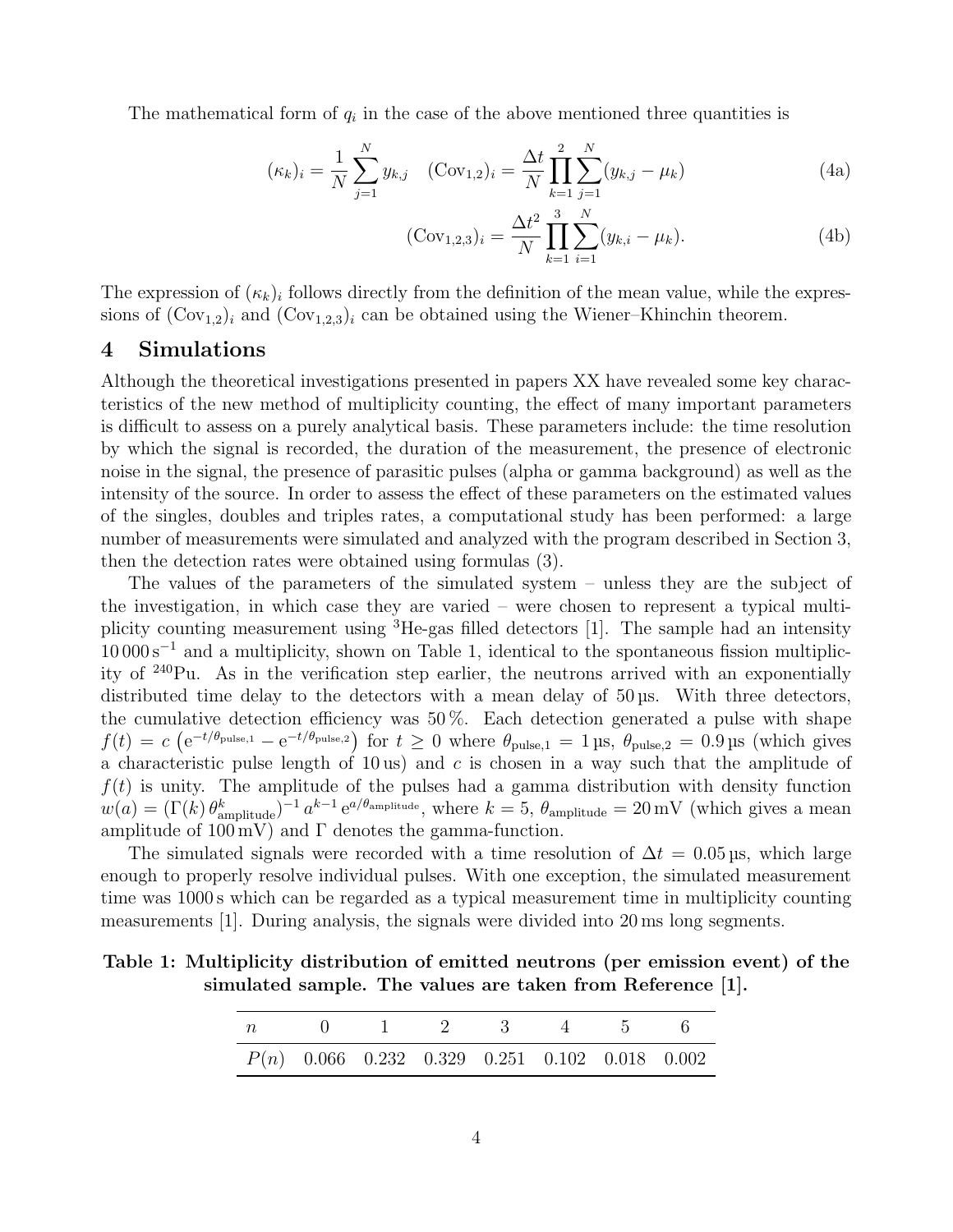The mathematical form of $q_i$ in the case of the above mentioned three quantities is

$$(\kappa_k)_i = \frac{1}{N}\sum_{j=1}^{N} y_{k,j} \quad (\mathrm{Cov}_{1,2})_i = \frac{\Delta t}{N}\prod_{k=1}^{2}\sum_{j=1}^{N}(y_{k,j} - \mu_k) \tag{4a}$$

$$(\mathrm{Cov}_{1,2,3})_i = \frac{\Delta t^2}{N}\prod_{k=1}^{3}\sum_{i=1}^{N}(y_{k,i} - \mu_k). \tag{4b}$$

The expression of $(\kappa_k)_i$ follows directly from the definition of the mean value, while the expressions of $(\mathrm{Cov}_{1,2})_i$ and $(\mathrm{Cov}_{1,2,3})_i$ can be obtained using the Wiener–Khinchin theorem.

## 4 Simulations

Although the theoretical investigations presented in papers XX have revealed some key characteristics of the new method of multiplicity counting, the effect of many important parameters is difficult to assess on a purely analytical basis. These parameters include: the time resolution by which the signal is recorded, the duration of the measurement, the presence of electronic noise in the signal, the presence of parasitic pulses (alpha or gamma background) as well as the intensity of the source. In order to assess the effect of these parameters on the estimated values of the singles, doubles and triples rates, a computational study has been performed: a large number of measurements were simulated and analyzed with the program described in Section 3, then the detection rates were obtained using formulas (3).

The values of the parameters of the simulated system – unless they are the subject of the investigation, in which case they are varied – were chosen to represent a typical multiplicity counting measurement using $^3$He-gas filled detectors [1]. The sample had an intensity $10\,000\,\mathrm{s}^{-1}$ and a multiplicity, shown on Table 1, identical to the spontaneous fission multiplicity of $^{240}$Pu. As in the verification step earlier, the neutrons arrived with an exponentially distributed time delay to the detectors with a mean delay of 50 µs. With three detectors, the cumulative detection efficiency was 50 %. Each detection generated a pulse with shape $f(t) = c\left(\mathrm{e}^{-t/\theta_{\mathrm{pulse},1}} - \mathrm{e}^{-t/\theta_{\mathrm{pulse},2}}\right)$ for $t \geq 0$ where $\theta_{\mathrm{pulse},1} = 1\,\mu\mathrm{s}$, $\theta_{\mathrm{pulse},2} = 0.9\,\mu\mathrm{s}$ (which gives a characteristic pulse length of 10 us) and $c$ is chosen in a way such that the amplitude of $f(t)$ is unity. The amplitude of the pulses had a gamma distribution with density function $w(a) = (\Gamma(k)\,\theta^k_{\mathrm{amplitude}})^{-1}\,a^{k-1}\,\mathrm{e}^{a/\theta_{\mathrm{amplitude}}}$, where $k = 5$, $\theta_{\mathrm{amplitude}} = 20\,\mathrm{mV}$ (which gives a mean amplitude of 100 mV) and $\Gamma$ denotes the gamma-function.

The simulated signals were recorded with a time resolution of $\Delta t = 0.05\,\mu\mathrm{s}$, which large enough to properly resolve individual pulses. With one exception, the simulated measurement time was 1000 s which can be regarded as a typical measurement time in multiplicity counting measurements [1]. During analysis, the signals were divided into 20 ms long segments.

**Table 1: Multiplicity distribution of emitted neutrons (per emission event) of the simulated sample. The values are taken from Reference [1].**

| $n$ | 0 | 1 | 2 | 3 | 4 | 5 | 6 |
|---|---|---|---|---|---|---|---|
| $P(n)$ | 0.066 | 0.232 | 0.329 | 0.251 | 0.102 | 0.018 | 0.002 |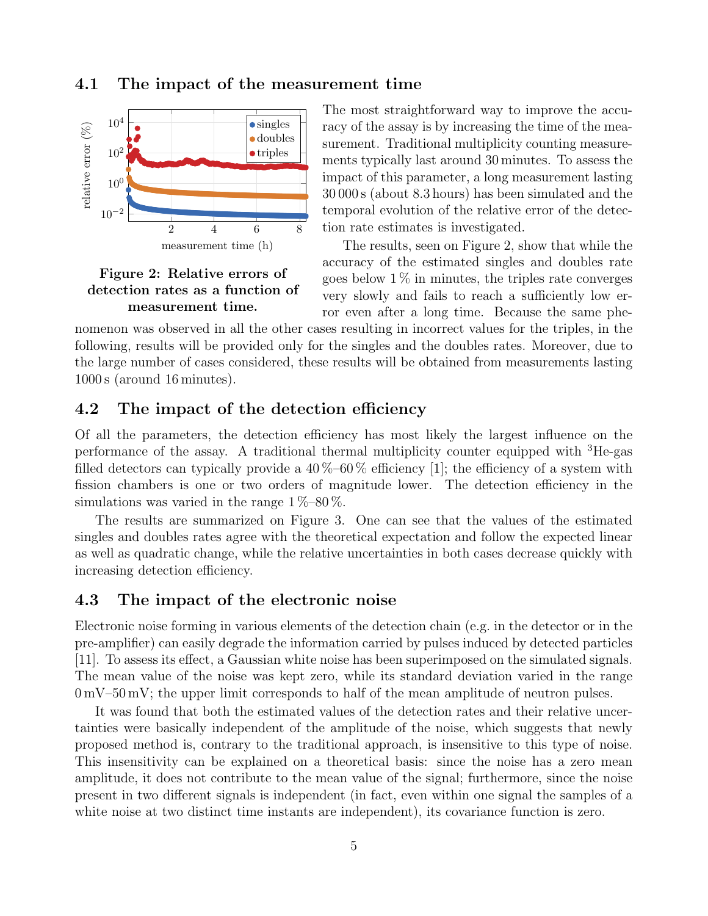## 4.1 The impact of the measurement time

relative error (%)

$10^4$
$10^2$
$10^0$
$10^{-2}$

2
4
6
8

measurement time (h)

singles
doubles
triples

**Figure 2: Relative errors of detection rates as a function of measurement time.**

The most straightforward way to improve the accuracy of the assay is by increasing the time of the measurement. Traditional multiplicity counting measurements typically last around 30 minutes. To assess the impact of this parameter, a long measurement lasting 30 000 s (about 8.3 hours) has been simulated and the temporal evolution of the relative error of the detection rate estimates is investigated.

The results, seen on Figure 2, show that while the accuracy of the estimated singles and doubles rate goes below 1 % in minutes, the triples rate converges very slowly and fails to reach a sufficiently low error even after a long time. Because the same phenomenon was observed in all the other cases resulting in incorrect values for the triples, in the following, results will be provided only for the singles and the doubles rates. Moreover, due to the large number of cases considered, these results will be obtained from measurements lasting 1000 s (around 16 minutes).

## 4.2 The impact of the detection efficiency

Of all the parameters, the detection efficiency has most likely the largest influence on the performance of the assay. A traditional thermal multiplicity counter equipped with $^3$He-gas filled detectors can typically provide a 40 %–60 % efficiency [1]; the efficiency of a system with fission chambers is one or two orders of magnitude lower. The detection efficiency in the simulations was varied in the range 1 %–80 %.

The results are summarized on Figure 3. One can see that the values of the estimated singles and doubles rates agree with the theoretical expectation and follow the expected linear as well as quadratic change, while the relative uncertainties in both cases decrease quickly with increasing detection efficiency.

## 4.3 The impact of the electronic noise

Electronic noise forming in various elements of the detection chain (e.g. in the detector or in the pre-amplifier) can easily degrade the information carried by pulses induced by detected particles [11]. To assess its effect, a Gaussian white noise has been superimposed on the simulated signals. The mean value of the noise was kept zero, while its standard deviation varied in the range 0 mV–50 mV; the upper limit corresponds to half of the mean amplitude of neutron pulses.

It was found that both the estimated values of the detection rates and their relative uncertainties were basically independent of the amplitude of the noise, which suggests that newly proposed method is, contrary to the traditional approach, is insensitive to this type of noise. This insensitivity can be explained on a theoretical basis: since the noise has a zero mean amplitude, it does not contribute to the mean value of the signal; furthermore, since the noise present in two different signals is independent (in fact, even within one signal the samples of a white noise at two distinct time instants are independent), its covariance function is zero.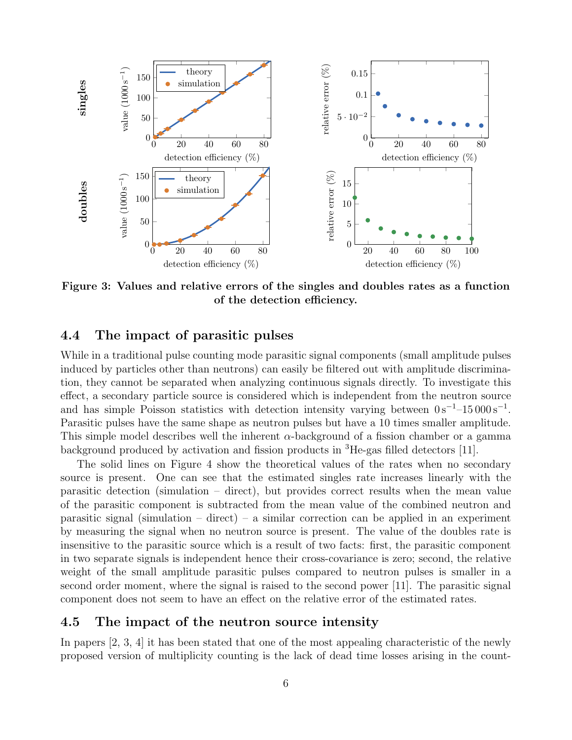singles

value ($1000\,\mathrm{s}^{-1}$)

0 50 100 150

0 20 40 60 80

detection efficiency (%)

theory

simulation

relative error (%)

0 $5 \cdot 10^{-2}$ 0.1 0.15

0 20 40 60 80

detection efficiency (%)

doubles

value ($1000\,\mathrm{s}^{-1}$)

0 50 100 150

0 20 40 60 80

detection efficiency (%)

theory

simulation

relative error (%)

0 5 10 15

20 40 60 80 100

detection efficiency (%)

**Figure 3: Values and relative errors of the singles and doubles rates as a function of the detection efficiency.**

## 4.4 The impact of parasitic pulses

While in a traditional pulse counting mode parasitic signal components (small amplitude pulses induced by particles other than neutrons) can easily be filtered out with amplitude discrimination, they cannot be separated when analyzing continuous signals directly. To investigate this effect, a secondary particle source is considered which is independent from the neutron source and has simple Poisson statistics with detection intensity varying between $0\,\mathrm{s}^{-1}$–$15\,000\,\mathrm{s}^{-1}$. Parasitic pulses have the same shape as neutron pulses but have a 10 times smaller amplitude. This simple model describes well the inherent $\alpha$-background of a fission chamber or a gamma background produced by activation and fission products in $^{3}$He-gas filled detectors [11].

The solid lines on Figure 4 show the theoretical values of the rates when no secondary source is present. One can see that the estimated singles rate increases linearly with the parasitic detection (simulation – direct), but provides correct results when the mean value of the parasitic component is subtracted from the mean value of the combined neutron and parasitic signal (simulation – direct) – a similar correction can be applied in an experiment by measuring the signal when no neutron source is present. The value of the doubles rate is insensitive to the parasitic source which is a result of two facts: first, the parasitic component in two separate signals is independent hence their cross-covariance is zero; second, the relative weight of the small amplitude parasitic pulses compared to neutron pulses is smaller in a second order moment, where the signal is raised to the second power [11]. The parasitic signal component does not seem to have an effect on the relative error of the estimated rates.

## 4.5 The impact of the neutron source intensity

In papers [2, 3, 4] it has been stated that one of the most appealing characteristic of the newly proposed version of multiplicity counting is the lack of dead time losses arising in the count-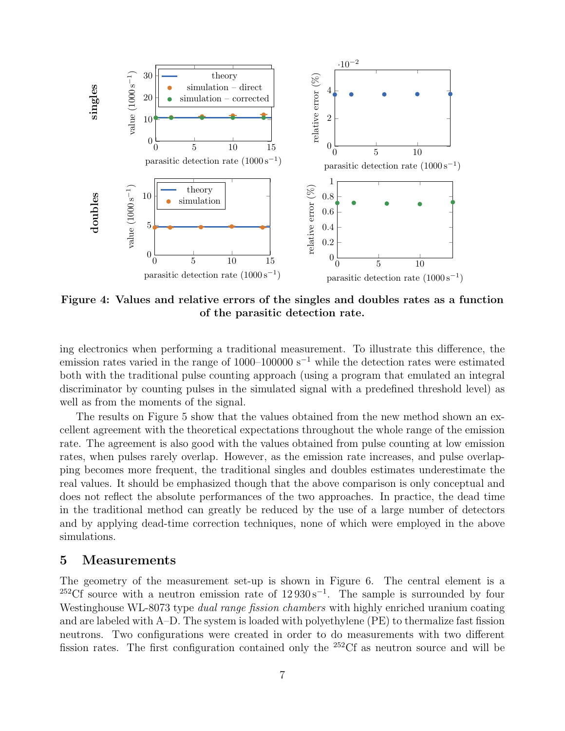singles

value ($1000\,\mathrm{s}^{-1}$)

30
20
10
0

0 5 10 15

parasitic detection rate ($1000\,\mathrm{s}^{-1}$)

theory
simulation – direct
simulation – corrected

$\cdot 10^{-2}$

relative error (%)

4
2
0

0 5 10

parasitic detection rate ($1000\,\mathrm{s}^{-1}$)

doubles

value ($1000\,\mathrm{s}^{-1}$)

10
5
0

0 5 10 15

parasitic detection rate ($1000\,\mathrm{s}^{-1}$)

theory
simulation

relative error (%)

1
0.8
0.6
0.4
0.2
0

0 5 10

parasitic detection rate ($1000\,\mathrm{s}^{-1}$)

**Figure 4: Values and relative errors of the singles and doubles rates as a function of the parasitic detection rate.**

ing electronics when performing a traditional measurement. To illustrate this difference, the emission rates varied in the range of 1000–100000 $\mathrm{s}^{-1}$ while the detection rates were estimated both with the traditional pulse counting approach (using a program that emulated an integral discriminator by counting pulses in the simulated signal with a predefined threshold level) as well as from the moments of the signal.

The results on Figure 5 show that the values obtained from the new method shown an excellent agreement with the theoretical expectations throughout the whole range of the emission rate. The agreement is also good with the values obtained from pulse counting at low emission rates, when pulses rarely overlap. However, as the emission rate increases, and pulse overlapping becomes more frequent, the traditional singles and doubles estimates underestimate the real values. It should be emphasized though that the above comparison is only conceptual and does not reflect the absolute performances of the two approaches. In practice, the dead time in the traditional method can greatly be reduced by the use of a large number of detectors and by applying dead-time correction techniques, none of which were employed in the above simulations.

## 5 Measurements

The geometry of the measurement set-up is shown in Figure 6. The central element is a $^{252}$Cf source with a neutron emission rate of $12\,930\,\mathrm{s}^{-1}$. The sample is surrounded by four Westinghouse WL-8073 type *dual range fission chambers* with highly enriched uranium coating and are labeled with A–D. The system is loaded with polyethylene (PE) to thermalize fast fission neutrons. Two configurations were created in order to do measurements with two different fission rates. The first configuration contained only the $^{252}$Cf as neutron source and will be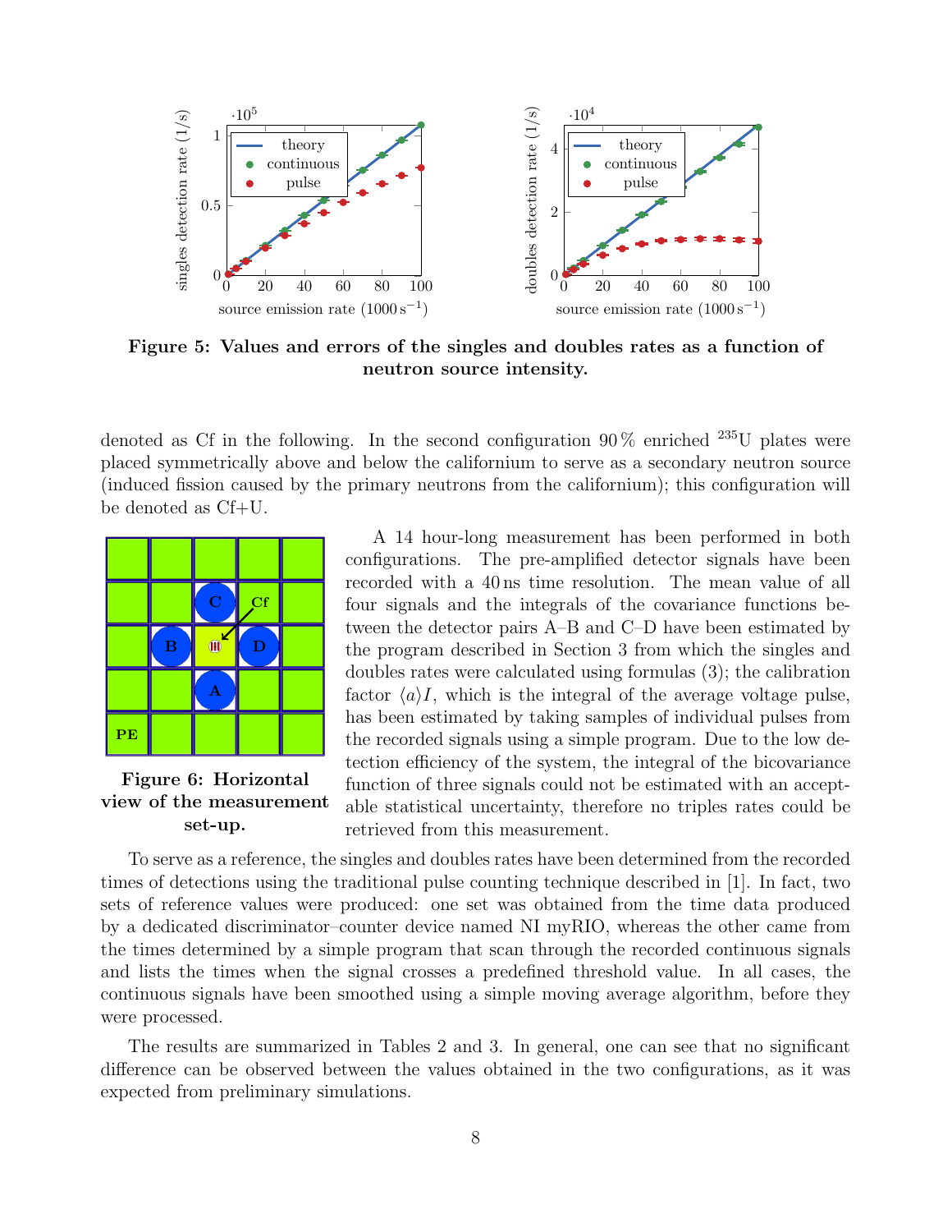$\cdot 10^5$

singles detection rate (1/s)

1

0.5

0

0 20 40 60 80 100

source emission rate $(1000\,\mathrm{s}^{-1})$

theory

continuous

pulse

$\cdot 10^4$

doubles detection rate (1/s)

4

2

0

0 20 40 60 80 100

source emission rate $(1000\,\mathrm{s}^{-1})$

theory

continuous

pulse

**Figure 5: Values and errors of the singles and doubles rates as a function of neutron source intensity.**

denoted as Cf in the following. In the second configuration 90 % enriched $^{235}$U plates were placed symmetrically above and below the californium to serve as a secondary neutron source (induced fission caused by the primary neutrons from the californium); this configuration will be denoted as Cf+U.

C

Cf

B

D

A

PE

**Figure 6: Horizontal view of the measurement set-up.**

A 14 hour-long measurement has been performed in both configurations. The pre-amplified detector signals have been recorded with a 40 ns time resolution. The mean value of all four signals and the integrals of the covariance functions between the detector pairs A–B and C–D have been estimated by the program described in Section 3 from which the singles and doubles rates were calculated using formulas (3); the calibration factor $\langle a \rangle I$, which is the integral of the average voltage pulse, has been estimated by taking samples of individual pulses from the recorded signals using a simple program. Due to the low detection efficiency of the system, the integral of the bicovariance function of three signals could not be estimated with an acceptable statistical uncertainty, therefore no triples rates could be retrieved from this measurement.

To serve as a reference, the singles and doubles rates have been determined from the recorded times of detections using the traditional pulse counting technique described in [1]. In fact, two sets of reference values were produced: one set was obtained from the time data produced by a dedicated discriminator–counter device named NI myRIO, whereas the other came from the times determined by a simple program that scan through the recorded continuous signals and lists the times when the signal crosses a predefined threshold value. In all cases, the continuous signals have been smoothed using a simple moving average algorithm, before they were processed.

The results are summarized in Tables 2 and 3. In general, one can see that no significant difference can be observed between the values obtained in the two configurations, as it was expected from preliminary simulations.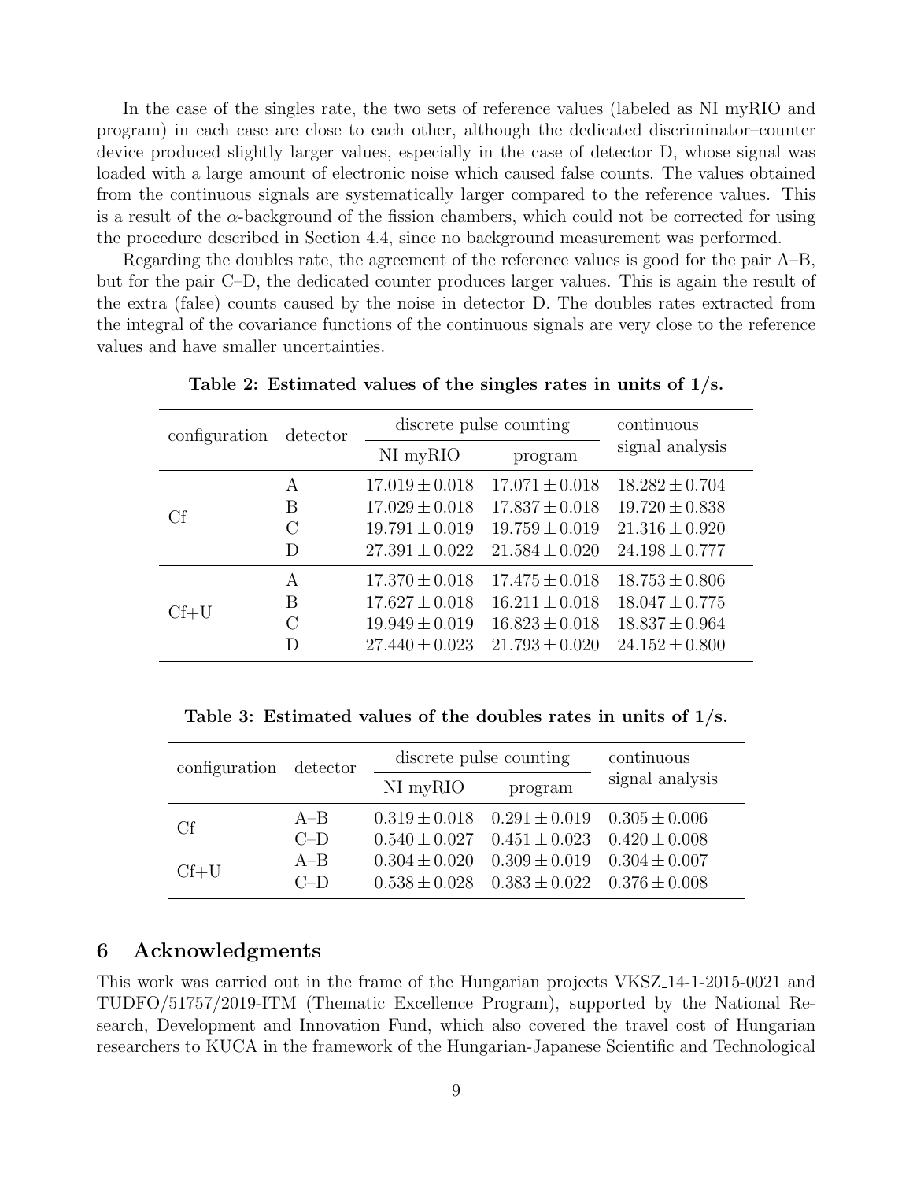In the case of the singles rate, the two sets of reference values (labeled as NI myRIO and program) in each case are close to each other, although the dedicated discriminator–counter device produced slightly larger values, especially in the case of detector D, whose signal was loaded with a large amount of electronic noise which caused false counts. The values obtained from the continuous signals are systematically larger compared to the reference values. This is a result of the $\alpha$-background of the fission chambers, which could not be corrected for using the procedure described in Section 4.4, since no background measurement was performed.

Regarding the doubles rate, the agreement of the reference values is good for the pair A–B, but for the pair C–D, the dedicated counter produces larger values. This is again the result of the extra (false) counts caused by the noise in detector D. The doubles rates extracted from the integral of the covariance functions of the continuous signals are very close to the reference values and have smaller uncertainties.

**Table 2: Estimated values of the singles rates in units of 1/s.**

| configuration | detector | discrete pulse counting | | continuous signal analysis |
|---|---|---|---|---|
| | | NI myRIO | program | |
| Cf | A | $17.019 \pm 0.018$ | $17.071 \pm 0.018$ | $18.282 \pm 0.704$ |
| | B | $17.029 \pm 0.018$ | $17.837 \pm 0.018$ | $19.720 \pm 0.838$ |
| | C | $19.791 \pm 0.019$ | $19.759 \pm 0.019$ | $21.316 \pm 0.920$ |
| | D | $27.391 \pm 0.022$ | $21.584 \pm 0.020$ | $24.198 \pm 0.777$ |
| Cf+U | A | $17.370 \pm 0.018$ | $17.475 \pm 0.018$ | $18.753 \pm 0.806$ |
| | B | $17.627 \pm 0.018$ | $16.211 \pm 0.018$ | $18.047 \pm 0.775$ |
| | C | $19.949 \pm 0.019$ | $16.823 \pm 0.018$ | $18.837 \pm 0.964$ |
| | D | $27.440 \pm 0.023$ | $21.793 \pm 0.020$ | $24.152 \pm 0.800$ |

**Table 3: Estimated values of the doubles rates in units of 1/s.**

| configuration | detector | discrete pulse counting | | continuous signal analysis |
|---|---|---|---|---|
| | | NI myRIO | program | |
| Cf | A–B | $0.319 \pm 0.018$ | $0.291 \pm 0.019$ | $0.305 \pm 0.006$ |
| | C–D | $0.540 \pm 0.027$ | $0.451 \pm 0.023$ | $0.420 \pm 0.008$ |
| Cf+U | A–B | $0.304 \pm 0.020$ | $0.309 \pm 0.019$ | $0.304 \pm 0.007$ |
| | C–D | $0.538 \pm 0.028$ | $0.383 \pm 0.022$ | $0.376 \pm 0.008$ |

## 6 Acknowledgments

This work was carried out in the frame of the Hungarian projects VKSZ_14-1-2015-0021 and TUDFO/51757/2019-ITM (Thematic Excellence Program), supported by the National Research, Development and Innovation Fund, which also covered the travel cost of Hungarian researchers to KUCA in the framework of the Hungarian-Japanese Scientific and Technological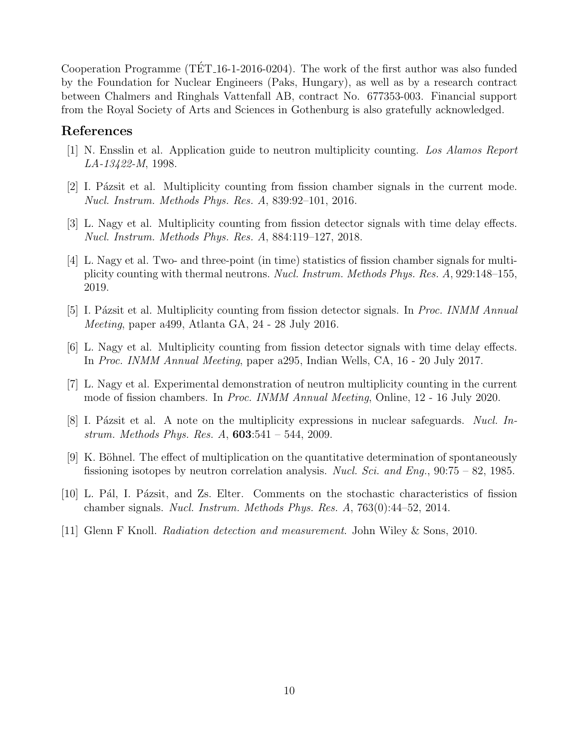Cooperation Programme (TÉT_16-1-2016-0204). The work of the first author was also funded by the Foundation for Nuclear Engineers (Paks, Hungary), as well as by a research contract between Chalmers and Ringhals Vattenfall AB, contract No. 677353-003. Financial support from the Royal Society of Arts and Sciences in Gothenburg is also gratefully acknowledged.

## References

[1] N. Ensslin et al. Application guide to neutron multiplicity counting. *Los Alamos Report LA-13422-M*, 1998.

[2] I. Pázsit et al. Multiplicity counting from fission chamber signals in the current mode. *Nucl. Instrum. Methods Phys. Res. A*, 839:92–101, 2016.

[3] L. Nagy et al. Multiplicity counting from fission detector signals with time delay effects. *Nucl. Instrum. Methods Phys. Res. A*, 884:119–127, 2018.

[4] L. Nagy et al. Two- and three-point (in time) statistics of fission chamber signals for multiplicity counting with thermal neutrons. *Nucl. Instrum. Methods Phys. Res. A*, 929:148–155, 2019.

[5] I. Pázsit et al. Multiplicity counting from fission detector signals. In *Proc. INMM Annual Meeting*, paper a499, Atlanta GA, 24 - 28 July 2016.

[6] L. Nagy et al. Multiplicity counting from fission detector signals with time delay effects. In *Proc. INMM Annual Meeting*, paper a295, Indian Wells, CA, 16 - 20 July 2017.

[7] L. Nagy et al. Experimental demonstration of neutron multiplicity counting in the current mode of fission chambers. In *Proc. INMM Annual Meeting*, Online, 12 - 16 July 2020.

[8] I. Pázsit et al. A note on the multiplicity expressions in nuclear safeguards. *Nucl. Instrum. Methods Phys. Res. A*, **603**:541 – 544, 2009.

[9] K. Böhnel. The effect of multiplication on the quantitative determination of spontaneously fissioning isotopes by neutron correlation analysis. *Nucl. Sci. and Eng.*, 90:75 – 82, 1985.

[10] L. Pál, I. Pázsit, and Zs. Elter. Comments on the stochastic characteristics of fission chamber signals. *Nucl. Instrum. Methods Phys. Res. A*, 763(0):44–52, 2014.

[11] Glenn F Knoll. *Radiation detection and measurement*. John Wiley & Sons, 2010.